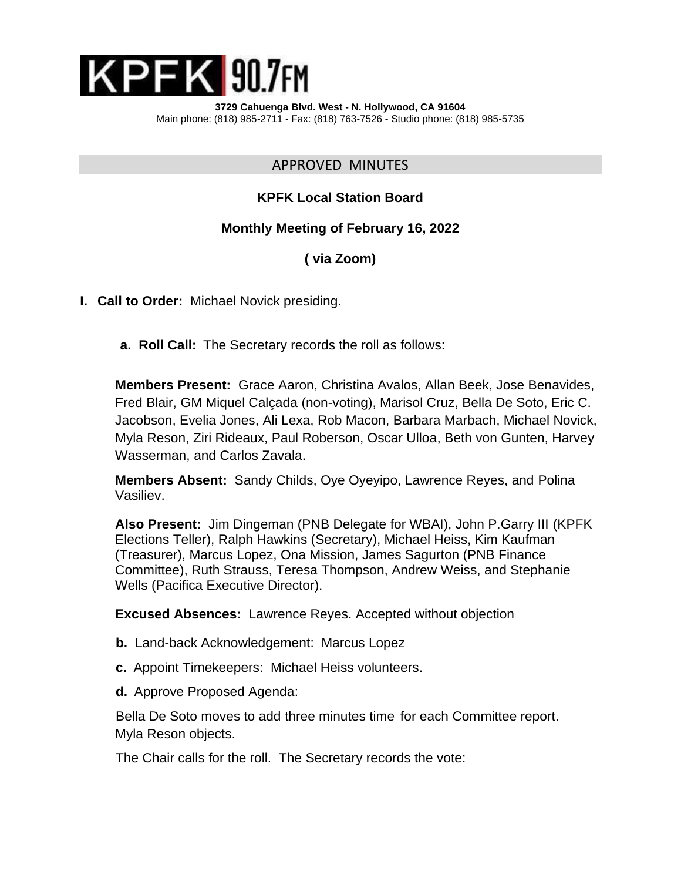**KPFK 90.7FM**

**3729 Cahuenga Blvd. West - N. Hollywood, CA 91604**
Main phone: (818) 985-2711 - Fax: (818) 763-7526 - Studio phone: (818) 985-5735

## APPROVED MINUTES

### KPFK Local Station Board

### Monthly Meeting of February 16, 2022

### ( via Zoom)

**I. Call to Order:** Michael Novick presiding.

**a. Roll Call:** The Secretary records the roll as follows:

**Members Present:** Grace Aaron, Christina Avalos, Allan Beek, Jose Benavides, Fred Blair, GM Miquel Calçada (non-voting), Marisol Cruz, Bella De Soto, Eric C. Jacobson, Evelia Jones, Ali Lexa, Rob Macon, Barbara Marbach, Michael Novick, Myla Reson, Ziri Rideaux, Paul Roberson, Oscar Ulloa, Beth von Gunten, Harvey Wasserman, and Carlos Zavala.

**Members Absent:** Sandy Childs, Oye Oyeyipo, Lawrence Reyes, and Polina Vasiliev.

**Also Present:** Jim Dingeman (PNB Delegate for WBAI), John P.Garry III (KPFK Elections Teller), Ralph Hawkins (Secretary), Michael Heiss, Kim Kaufman (Treasurer), Marcus Lopez, Ona Mission, James Sagurton (PNB Finance Committee), Ruth Strauss, Teresa Thompson, Andrew Weiss, and Stephanie Wells (Pacifica Executive Director).

**Excused Absences:** Lawrence Reyes. Accepted without objection

**b.** Land-back Acknowledgement: Marcus Lopez

**c.** Appoint Timekeepers: Michael Heiss volunteers.

**d.** Approve Proposed Agenda:

Bella De Soto moves to add three minutes time for each Committee report. Myla Reson objects.

The Chair calls for the roll. The Secretary records the vote: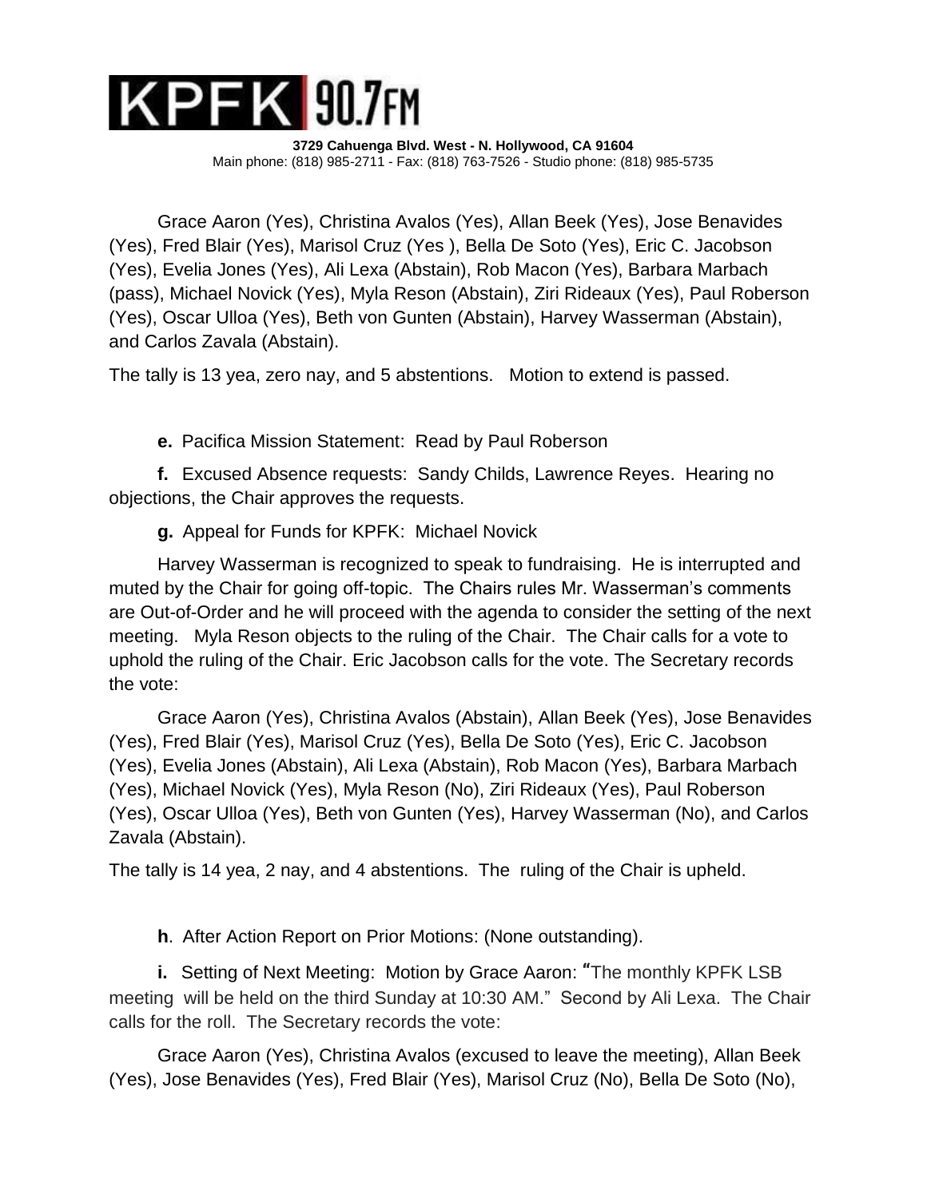Grace Aaron (Yes), Christina Avalos (Yes), Allan Beek (Yes), Jose Benavides (Yes), Fred Blair (Yes), Marisol Cruz (Yes ), Bella De Soto (Yes), Eric C. Jacobson (Yes), Evelia Jones (Yes), Ali Lexa (Abstain), Rob Macon (Yes), Barbara Marbach (pass), Michael Novick (Yes), Myla Reson (Abstain), Ziri Rideaux (Yes), Paul Roberson (Yes), Oscar Ulloa (Yes), Beth von Gunten (Abstain), Harvey Wasserman (Abstain), and Carlos Zavala (Abstain).

The tally is 13 yea, zero nay, and 5 abstentions. Motion to extend is passed.

**e.** Pacifica Mission Statement: Read by Paul Roberson

**f.** Excused Absence requests: Sandy Childs, Lawrence Reyes. Hearing no objections, the Chair approves the requests.

**g.** Appeal for Funds for KPFK: Michael Novick

Harvey Wasserman is recognized to speak to fundraising. He is interrupted and muted by the Chair for going off-topic. The Chairs rules Mr. Wasserman's comments are Out-of-Order and he will proceed with the agenda to consider the setting of the next meeting. Myla Reson objects to the ruling of the Chair. The Chair calls for a vote to uphold the ruling of the Chair. Eric Jacobson calls for the vote. The Secretary records the vote:

Grace Aaron (Yes), Christina Avalos (Abstain), Allan Beek (Yes), Jose Benavides (Yes), Fred Blair (Yes), Marisol Cruz (Yes), Bella De Soto (Yes), Eric C. Jacobson (Yes), Evelia Jones (Abstain), Ali Lexa (Abstain), Rob Macon (Yes), Barbara Marbach (Yes), Michael Novick (Yes), Myla Reson (No), Ziri Rideaux (Yes), Paul Roberson (Yes), Oscar Ulloa (Yes), Beth von Gunten (Yes), Harvey Wasserman (No), and Carlos Zavala (Abstain).

The tally is 14 yea, 2 nay, and 4 abstentions. The ruling of the Chair is upheld.

**h**. After Action Report on Prior Motions: (None outstanding).

**i.** Setting of Next Meeting: Motion by Grace Aaron: "The monthly KPFK LSB meeting will be held on the third Sunday at 10:30 AM." Second by Ali Lexa. The Chair calls for the roll. The Secretary records the vote:

Grace Aaron (Yes), Christina Avalos (excused to leave the meeting), Allan Beek (Yes), Jose Benavides (Yes), Fred Blair (Yes), Marisol Cruz (No), Bella De Soto (No),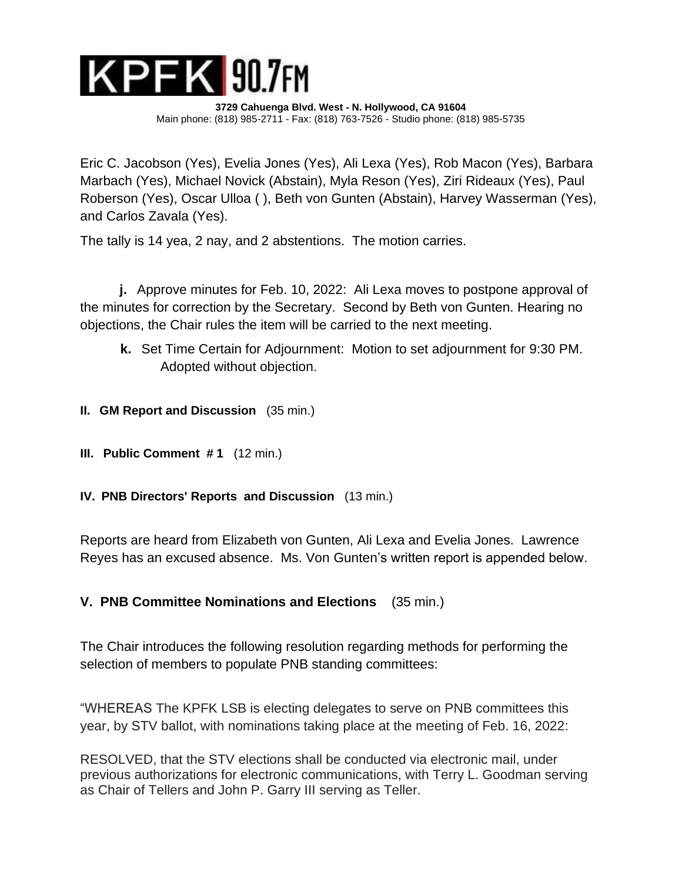Eric C. Jacobson (Yes), Evelia Jones (Yes), Ali Lexa (Yes), Rob Macon (Yes), Barbara Marbach (Yes), Michael Novick (Abstain), Myla Reson (Yes), Ziri Rideaux (Yes), Paul Roberson (Yes), Oscar Ulloa ( ), Beth von Gunten (Abstain), Harvey Wasserman (Yes), and Carlos Zavala (Yes).

The tally is 14 yea, 2 nay, and 2 abstentions. The motion carries.

**j.** Approve minutes for Feb. 10, 2022: Ali Lexa moves to postpone approval of the minutes for correction by the Secretary. Second by Beth von Gunten. Hearing no objections, the Chair rules the item will be carried to the next meeting.

**k.** Set Time Certain for Adjournment: Motion to set adjournment for 9:30 PM. Adopted without objection.

**II. GM Report and Discussion** (35 min.)

**III. Public Comment # 1** (12 min.)

**IV. PNB Directors' Reports and Discussion** (13 min.)

Reports are heard from Elizabeth von Gunten, Ali Lexa and Evelia Jones. Lawrence Reyes has an excused absence. Ms. Von Gunten's written report is appended below.

## V. PNB Committee Nominations and Elections (35 min.)

The Chair introduces the following resolution regarding methods for performing the selection of members to populate PNB standing committees:

"WHEREAS The KPFK LSB is electing delegates to serve on PNB committees this year, by STV ballot, with nominations taking place at the meeting of Feb. 16, 2022:

RESOLVED, that the STV elections shall be conducted via electronic mail, under previous authorizations for electronic communications, with Terry L. Goodman serving as Chair of Tellers and John P. Garry III serving as Teller.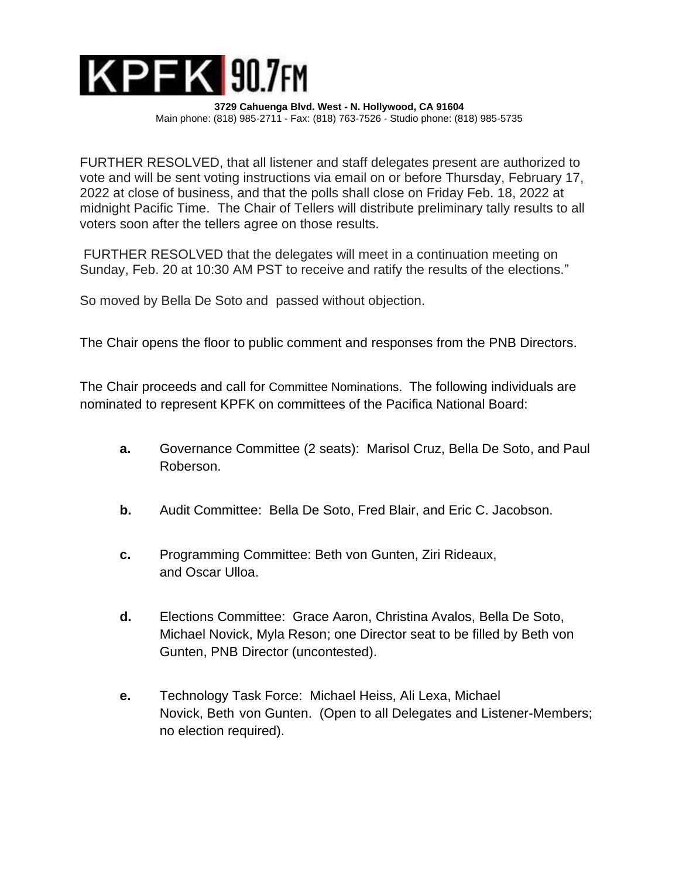FURTHER RESOLVED, that all listener and staff delegates present are authorized to vote and will be sent voting instructions via email on or before Thursday, February 17, 2022 at close of business, and that the polls shall close on Friday Feb. 18, 2022 at midnight Pacific Time. The Chair of Tellers will distribute preliminary tally results to all voters soon after the tellers agree on those results.

FURTHER RESOLVED that the delegates will meet in a continuation meeting on Sunday, Feb. 20 at 10:30 AM PST to receive and ratify the results of the elections."

So moved by Bella De Soto and passed without objection.

The Chair opens the floor to public comment and responses from the PNB Directors.

The Chair proceeds and call for Committee Nominations. The following individuals are nominated to represent KPFK on committees of the Pacifica National Board:

- **a.** Governance Committee (2 seats): Marisol Cruz, Bella De Soto, and Paul Roberson.
- **b.** Audit Committee: Bella De Soto, Fred Blair, and Eric C. Jacobson.
- **c.** Programming Committee: Beth von Gunten, Ziri Rideaux, and Oscar Ulloa.
- **d.** Elections Committee: Grace Aaron, Christina Avalos, Bella De Soto, Michael Novick, Myla Reson; one Director seat to be filled by Beth von Gunten, PNB Director (uncontested).
- **e.** Technology Task Force: Michael Heiss, Ali Lexa, Michael Novick, Beth von Gunten. (Open to all Delegates and Listener-Members; no election required).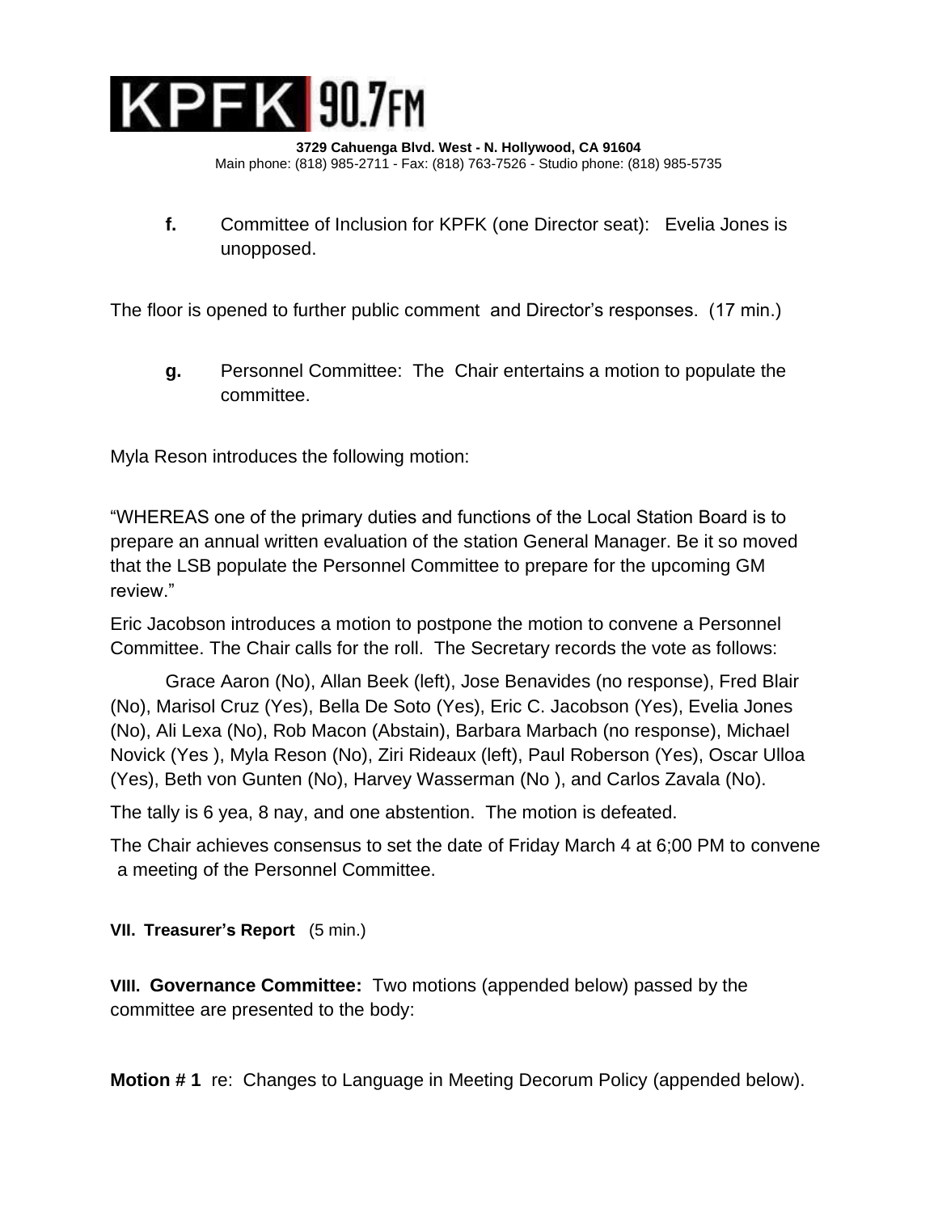**f.** Committee of Inclusion for KPFK (one Director seat): Evelia Jones is unopposed.

The floor is opened to further public comment and Director's responses. (17 min.)

**g.** Personnel Committee: The Chair entertains a motion to populate the committee.

Myla Reson introduces the following motion:

"WHEREAS one of the primary duties and functions of the Local Station Board is to prepare an annual written evaluation of the station General Manager. Be it so moved that the LSB populate the Personnel Committee to prepare for the upcoming GM review."

Eric Jacobson introduces a motion to postpone the motion to convene a Personnel Committee. The Chair calls for the roll. The Secretary records the vote as follows:

Grace Aaron (No), Allan Beek (left), Jose Benavides (no response), Fred Blair (No), Marisol Cruz (Yes), Bella De Soto (Yes), Eric C. Jacobson (Yes), Evelia Jones (No), Ali Lexa (No), Rob Macon (Abstain), Barbara Marbach (no response), Michael Novick (Yes ), Myla Reson (No), Ziri Rideaux (left), Paul Roberson (Yes), Oscar Ulloa (Yes), Beth von Gunten (No), Harvey Wasserman (No ), and Carlos Zavala (No).

The tally is 6 yea, 8 nay, and one abstention. The motion is defeated.

The Chair achieves consensus to set the date of Friday March 4 at 6;00 PM to convene a meeting of the Personnel Committee.

**VII. Treasurer's Report** (5 min.)

**VIII. Governance Committee:** Two motions (appended below) passed by the committee are presented to the body:

**Motion # 1** re: Changes to Language in Meeting Decorum Policy (appended below).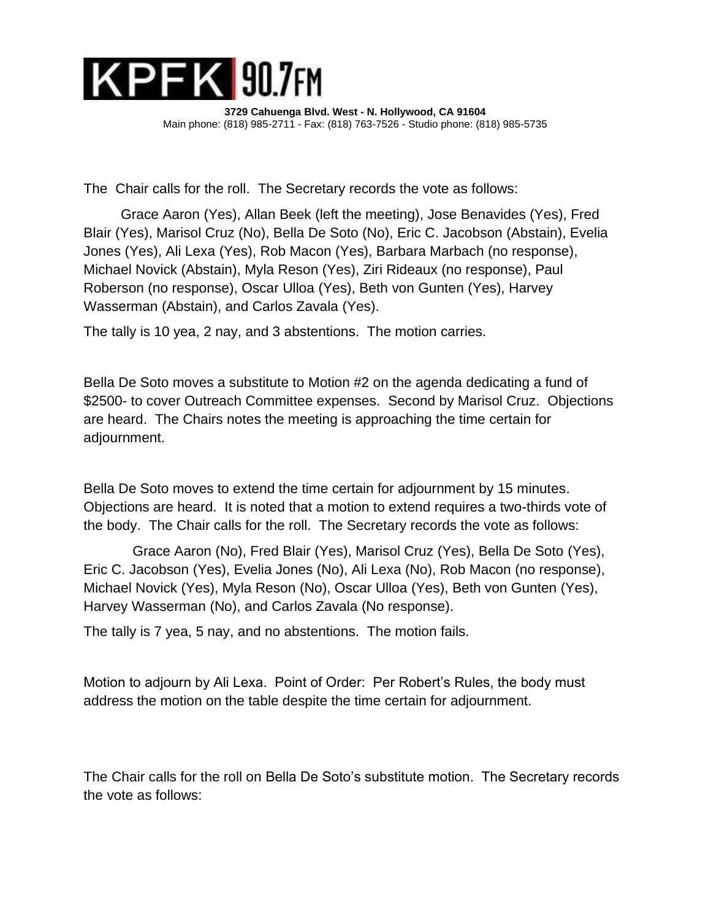The Chair calls for the roll. The Secretary records the vote as follows:

Grace Aaron (Yes), Allan Beek (left the meeting), Jose Benavides (Yes), Fred Blair (Yes), Marisol Cruz (No), Bella De Soto (No), Eric C. Jacobson (Abstain), Evelia Jones (Yes), Ali Lexa (Yes), Rob Macon (Yes), Barbara Marbach (no response), Michael Novick (Abstain), Myla Reson (Yes), Ziri Rideaux (no response), Paul Roberson (no response), Oscar Ulloa (Yes), Beth von Gunten (Yes), Harvey Wasserman (Abstain), and Carlos Zavala (Yes).

The tally is 10 yea, 2 nay, and 3 abstentions. The motion carries.

Bella De Soto moves a substitute to Motion #2 on the agenda dedicating a fund of $2500- to cover Outreach Committee expenses. Second by Marisol Cruz. Objections are heard. The Chairs notes the meeting is approaching the time certain for adjournment.

Bella De Soto moves to extend the time certain for adjournment by 15 minutes. Objections are heard. It is noted that a motion to extend requires a two-thirds vote of the body. The Chair calls for the roll. The Secretary records the vote as follows:

Grace Aaron (No), Fred Blair (Yes), Marisol Cruz (Yes), Bella De Soto (Yes), Eric C. Jacobson (Yes), Evelia Jones (No), Ali Lexa (No), Rob Macon (no response), Michael Novick (Yes), Myla Reson (No), Oscar Ulloa (Yes), Beth von Gunten (Yes), Harvey Wasserman (No), and Carlos Zavala (No response).

The tally is 7 yea, 5 nay, and no abstentions. The motion fails.

Motion to adjourn by Ali Lexa. Point of Order: Per Robert's Rules, the body must address the motion on the table despite the time certain for adjournment.

The Chair calls for the roll on Bella De Soto's substitute motion. The Secretary records the vote as follows: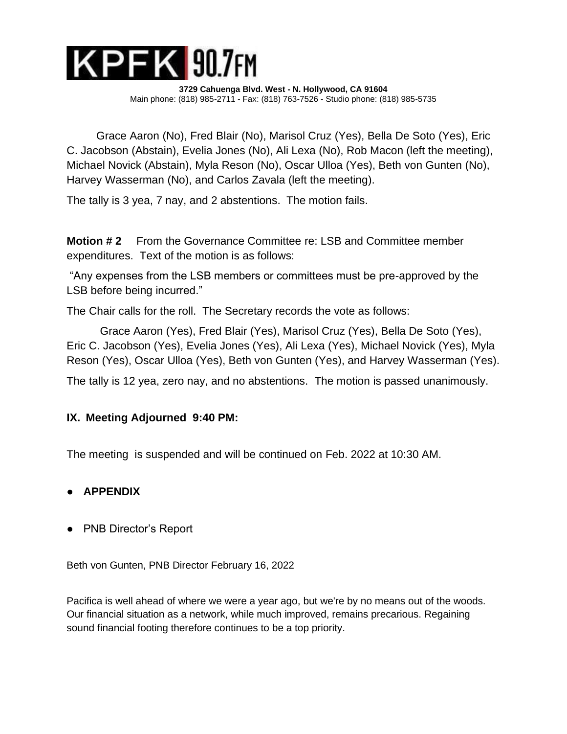**3729 Cahuenga Blvd. West - N. Hollywood, CA 91604**
Main phone: (818) 985-2711 - Fax: (818) 763-7526 - Studio phone: (818) 985-5735

Grace Aaron (No), Fred Blair (No), Marisol Cruz (Yes), Bella De Soto (Yes), Eric C. Jacobson (Abstain), Evelia Jones (No), Ali Lexa (No), Rob Macon (left the meeting), Michael Novick (Abstain), Myla Reson (No), Oscar Ulloa (Yes), Beth von Gunten (No), Harvey Wasserman (No), and Carlos Zavala (left the meeting).

The tally is 3 yea, 7 nay, and 2 abstentions. The motion fails.

**Motion # 2** From the Governance Committee re: LSB and Committee member expenditures. Text of the motion is as follows:

"Any expenses from the LSB members or committees must be pre-approved by the LSB before being incurred."

The Chair calls for the roll. The Secretary records the vote as follows:

Grace Aaron (Yes), Fred Blair (Yes), Marisol Cruz (Yes), Bella De Soto (Yes), Eric C. Jacobson (Yes), Evelia Jones (Yes), Ali Lexa (Yes), Michael Novick (Yes), Myla Reson (Yes), Oscar Ulloa (Yes), Beth von Gunten (Yes), and Harvey Wasserman (Yes).

The tally is 12 yea, zero nay, and no abstentions. The motion is passed unanimously.

**IX. Meeting Adjourned 9:40 PM:**

The meeting is suspended and will be continued on Feb. 2022 at 10:30 AM.

- **APPENDIX**

- PNB Director's Report

Beth von Gunten, PNB Director February 16, 2022

Pacifica is well ahead of where we were a year ago, but we're by no means out of the woods. Our financial situation as a network, while much improved, remains precarious. Regaining sound financial footing therefore continues to be a top priority.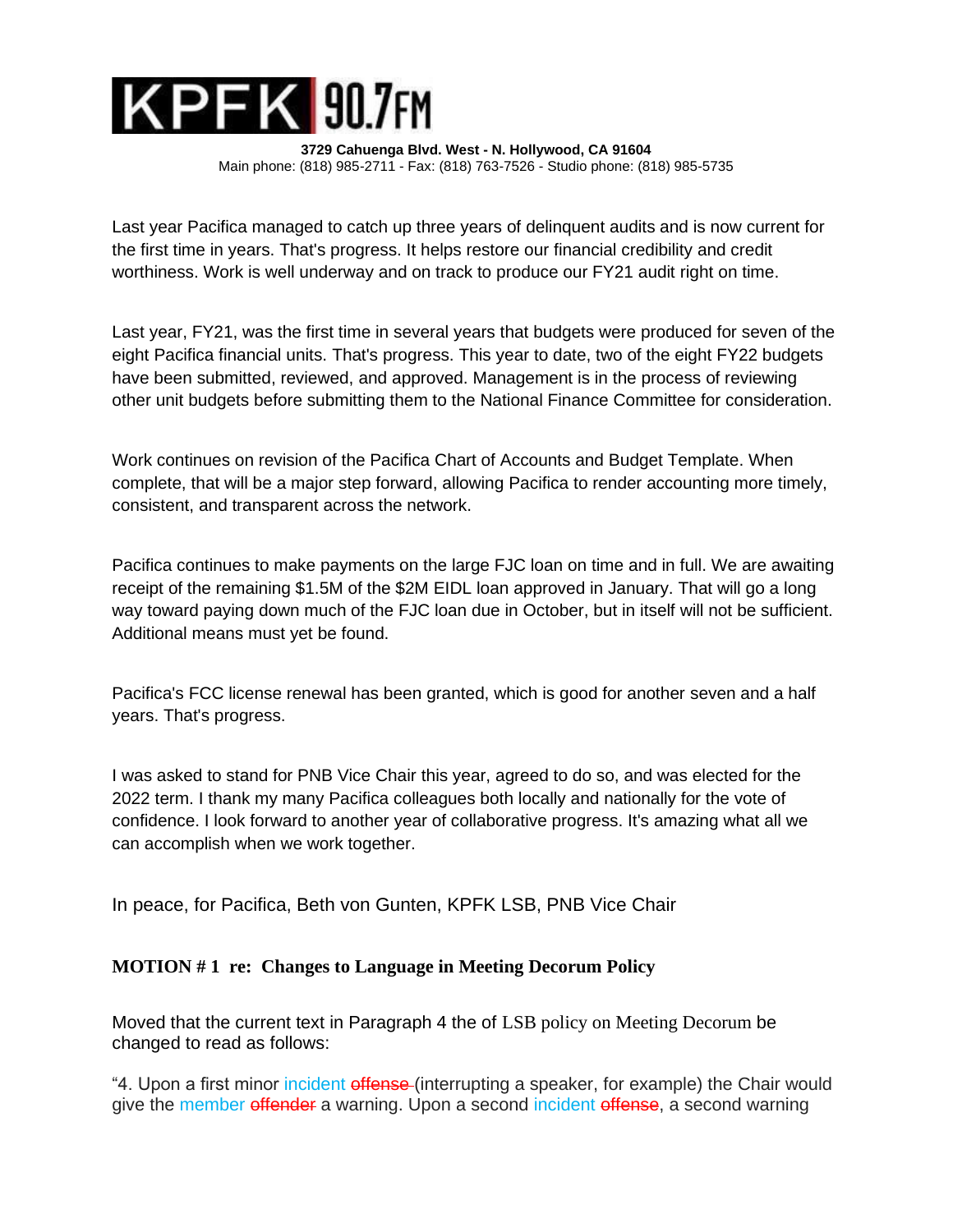Last year Pacifica managed to catch up three years of delinquent audits and is now current for the first time in years. That's progress. It helps restore our financial credibility and credit worthiness. Work is well underway and on track to produce our FY21 audit right on time.

Last year, FY21, was the first time in several years that budgets were produced for seven of the eight Pacifica financial units. That's progress. This year to date, two of the eight FY22 budgets have been submitted, reviewed, and approved. Management is in the process of reviewing other unit budgets before submitting them to the National Finance Committee for consideration.

Work continues on revision of the Pacifica Chart of Accounts and Budget Template. When complete, that will be a major step forward, allowing Pacifica to render accounting more timely, consistent, and transparent across the network.

Pacifica continues to make payments on the large FJC loan on time and in full. We are awaiting receipt of the remaining $1.5M of the $2M EIDL loan approved in January. That will go a long way toward paying down much of the FJC loan due in October, but in itself will not be sufficient. Additional means must yet be found.

Pacifica's FCC license renewal has been granted, which is good for another seven and a half years. That's progress.

I was asked to stand for PNB Vice Chair this year, agreed to do so, and was elected for the 2022 term. I thank my many Pacifica colleagues both locally and nationally for the vote of confidence. I look forward to another year of collaborative progress. It's amazing what all we can accomplish when we work together.

In peace, for Pacifica, Beth von Gunten, KPFK LSB, PNB Vice Chair

**MOTION # 1 re: Changes to Language in Meeting Decorum Policy**

Moved that the current text in Paragraph 4 the of LSB policy on Meeting Decorum be changed to read as follows:

"4. Upon a first minor incident ~~offense~~ (interrupting a speaker, for example) the Chair would give the member ~~offender~~ a warning. Upon a second incident ~~offense~~, a second warning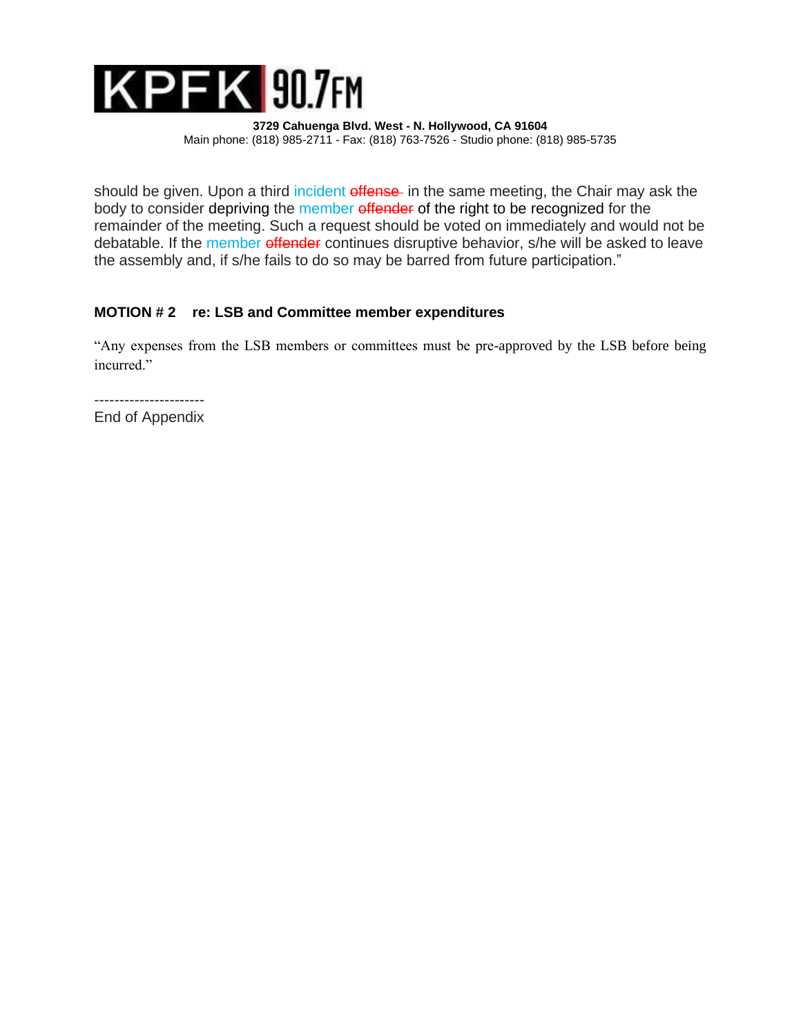should be given. Upon a third incident ~~offense~~ in the same meeting, the Chair may ask the body to consider depriving the member ~~offender~~ of the right to be recognized for the remainder of the meeting. Such a request should be voted on immediately and would not be debatable. If the member ~~offender~~ continues disruptive behavior, s/he will be asked to leave the assembly and, if s/he fails to do so may be barred from future participation."

**MOTION # 2 re: LSB and Committee member expenditures**

"Any expenses from the LSB members or committees must be pre-approved by the LSB before being incurred."

----------------------

End of Appendix